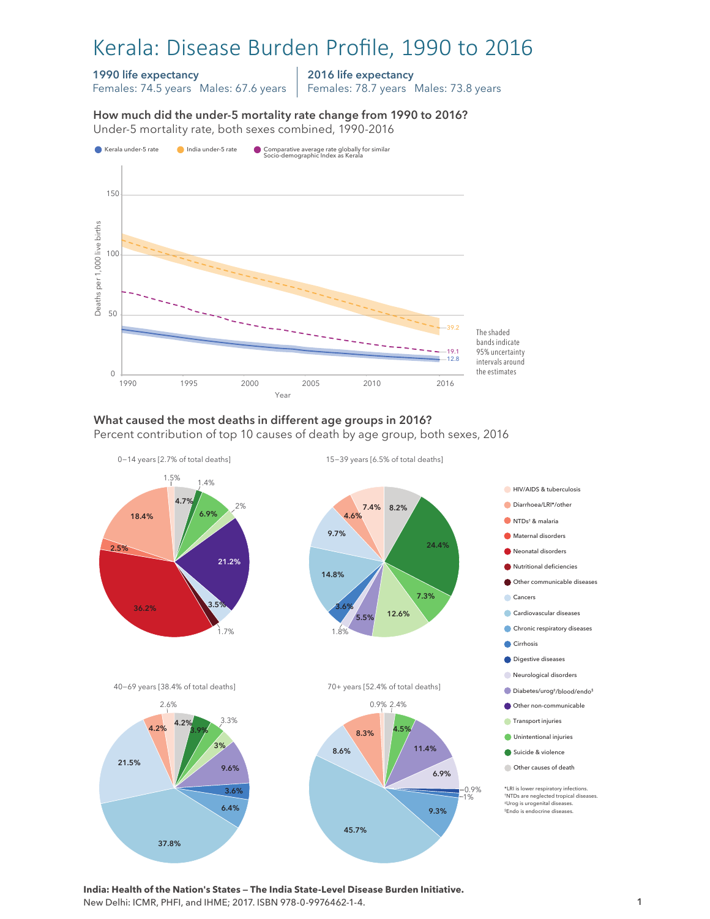# Kerala: Disease Burden Profile, 1990 to 2016

**1990 life expectancy**
Females: 74.5 years   Males: 67.6 years

**2016 life expectancy**
Females: 78.7 years   Males: 73.8 years

## How much did the under-5 mortality rate change from 1990 to 2016?

Under-5 mortality rate, both sexes combined, 1990-2016

Kerala under-5 rate · India under-5 rate · Comparative average rate globally for similar Socio-demographic Index as Kerala

Deaths per 1,000 live births (0–150), Year (1990–2016)

2016 values: India 39.2; Comparative global average 19.1; Kerala 12.8

The shaded bands indicate 95% uncertainty intervals around the estimates

## What caused the most deaths in different age groups in 2016?

Percent contribution of top 10 causes of death by age group, both sexes, 2016

**0–14 years [2.7% of total deaths]**: 36.2%, 21.2%, 18.4%, 6.9%, 4.7%, 3.5%, 2.5%, 2%, 1.7%, 1.5%, 1.4%

**15–39 years [6.5% of total deaths]**: 24.4%, 14.8%, 12.6%, 9.7%, 8.2%, 7.4%, 7.3%, 5.5%, 4.6%, 3.6%, 1.8%

**40–69 years [38.4% of total deaths]**: 37.8%, 21.5%, 9.6%, 6.4%, 4.2%, 4.2%, 3.9%, 3.6%, 3.3%, 3%, 2.6%

**70+ years [52.4% of total deaths]**: 45.7%, 11.4%, 9.3%, 8.6%, 8.3%, 6.9%, 4.5%, 2.4%, 1%, 0.9%, 0.9%

Legend:
- HIV/AIDS & tuberculosis
- Diarrhoea/LRI*/other
- NTDs† & malaria
- Maternal disorders
- Neonatal disorders
- Nutritional deficiencies
- Other communicable diseases
- Cancers
- Cardiovascular diseases
- Chronic respiratory diseases
- Cirrhosis
- Digestive diseases
- Neurological disorders
- Diabetes/urog‡/blood/endo§
- Other non-communicable
- Transport injuries
- Unintentional injuries
- Suicide & violence
- Other causes of death

*LRI is lower respiratory infections.
†NTDs are neglected tropical diseases.
‡Urog is urogenital diseases.
§Endo is endocrine diseases.

**India: Health of the Nation's States — The India State-Level Disease Burden Initiative.**
New Delhi: ICMR, PHFI, and IHME; 2017. ISBN 978-0-9976462-1-4.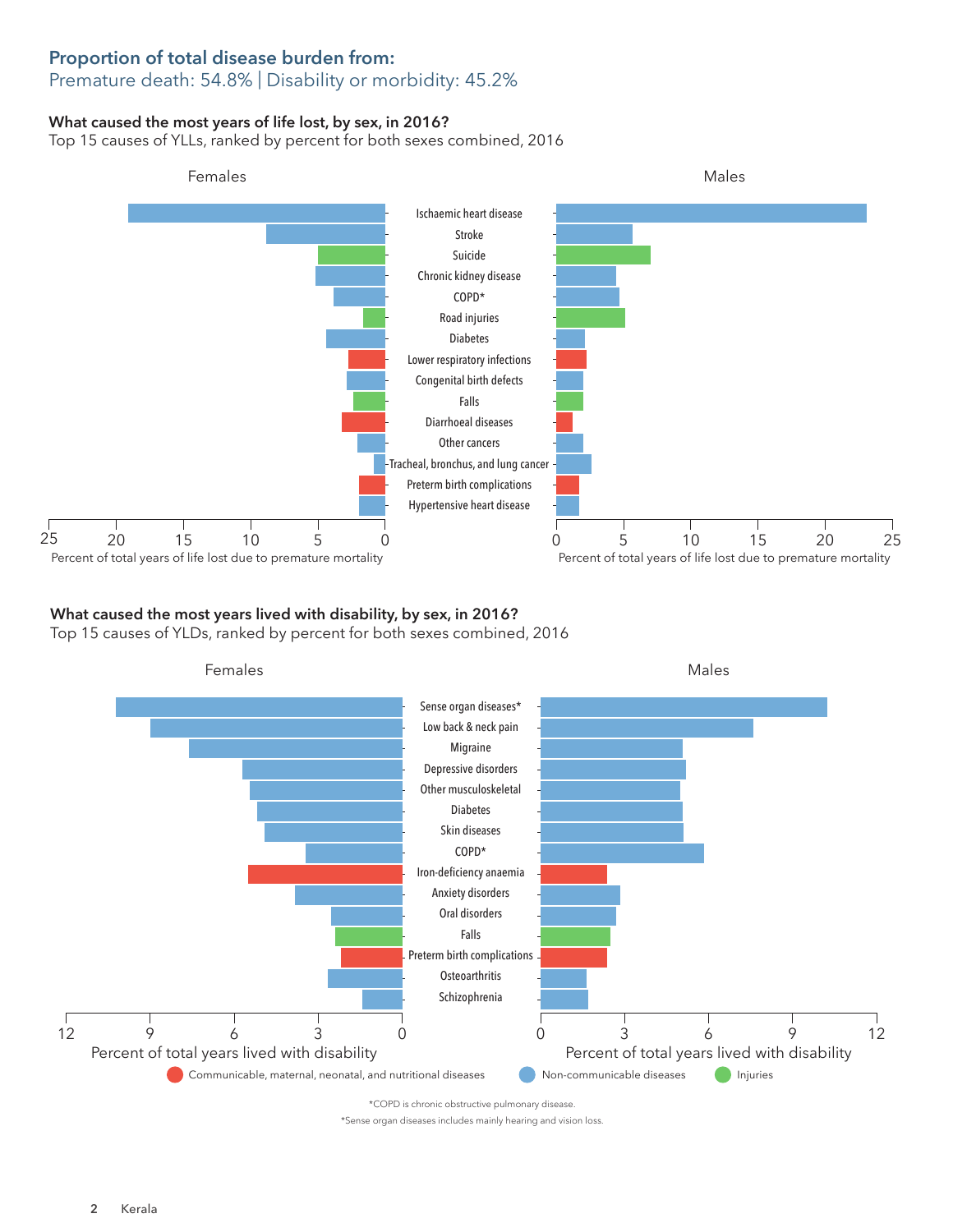## Proportion of total disease burden from:

Premature death: 54.8% | Disability or morbidity: 45.2%

### What caused the most years of life lost, by sex, in 2016?

Top 15 causes of YLLs, ranked by percent for both sexes combined, 2016

Females | Males

- Ischaemic heart disease
- Stroke
- Suicide
- Chronic kidney disease
- COPD*
- Road injuries
- Diabetes
- Lower respiratory infections
- Congenital birth defects
- Falls
- Diarrhoeal diseases
- Other cancers
- Tracheal, bronchus, and lung cancer
- Preterm birth complications
- Hypertensive heart disease

Percent of total years of life lost due to premature mortality

### What caused the most years lived with disability, by sex, in 2016?

Top 15 causes of YLDs, ranked by percent for both sexes combined, 2016

Females | Males

- Sense organ diseases*
- Low back & neck pain
- Migraine
- Depressive disorders
- Other musculoskeletal
- Diabetes
- Skin diseases
- COPD*
- Iron-deficiency anaemia
- Anxiety disorders
- Oral disorders
- Falls
- Preterm birth complications
- Osteoarthritis
- Schizophrenia

Percent of total years lived with disability

Communicable, maternal, neonatal, and nutritional diseases | Non-communicable diseases | Injuries

*COPD is chronic obstructive pulmonary disease.

*Sense organ diseases includes mainly hearing and vision loss.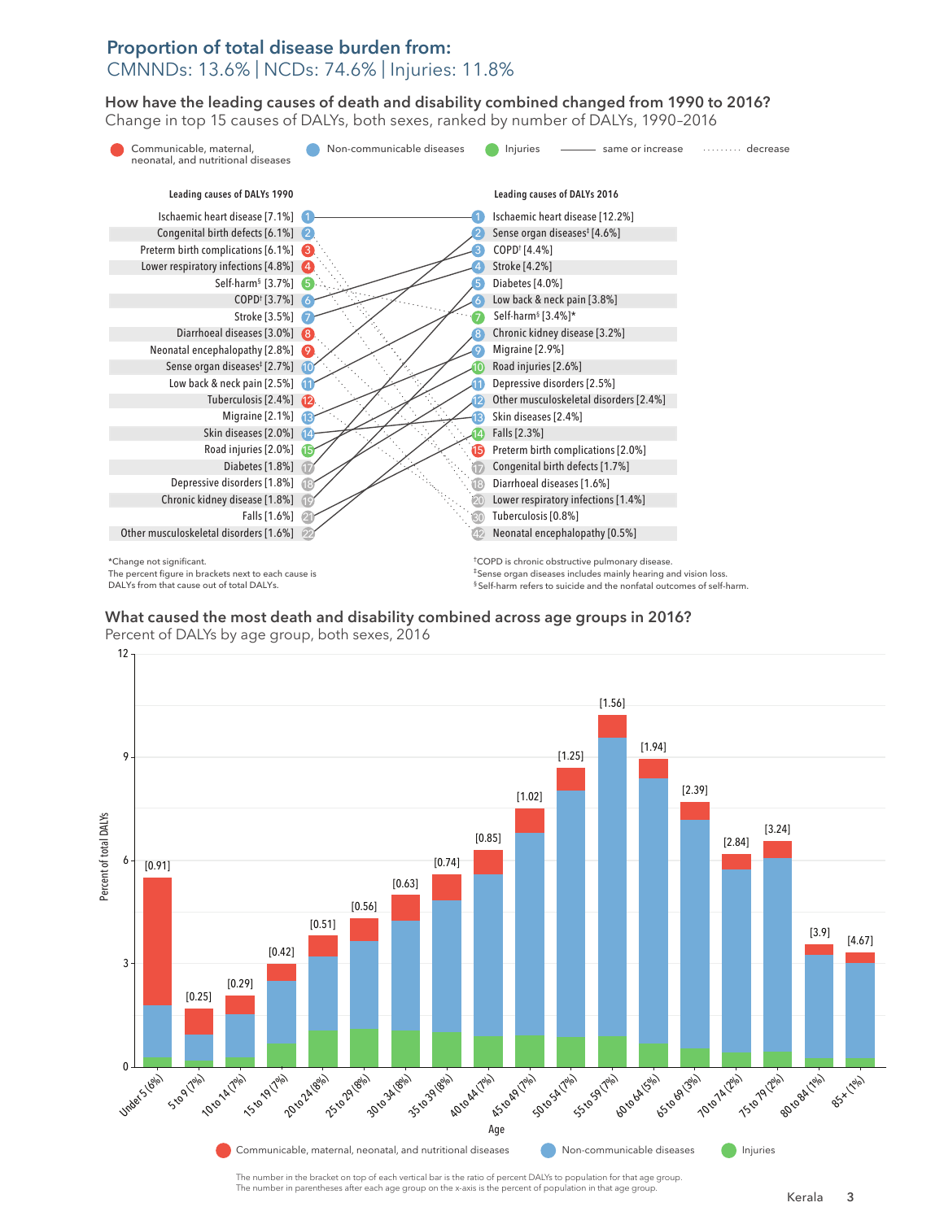## Proportion of total disease burden from:

CMNNDs: 13.6% | NCDs: 74.6% | Injuries: 11.8%

### How have the leading causes of death and disability combined changed from 1990 to 2016?

Change in top 15 causes of DALYs, both sexes, ranked by number of DALYs, 1990–2016

Legend: Communicable, maternal, neonatal, and nutritional diseases | Non-communicable diseases | Injuries | —— same or increase | ········ decrease

| Rank | Leading causes of DALYs 1990 | Rank | Leading causes of DALYs 2016 |
|---|---|---|---|
| 1 | Ischaemic heart disease [7.1%] | 1 | Ischaemic heart disease [12.2%] |
| 2 | Congenital birth defects [6.1%] | 2 | Sense organ diseases‡ [4.6%] |
| 3 | Preterm birth complications [6.1%] | 3 | COPD† [4.4%] |
| 4 | Lower respiratory infections [4.8%] | 4 | Stroke [4.2%] |
| 5 | Self-harm§ [3.7%] | 5 | Diabetes [4.0%] |
| 6 | COPD† [3.7%] | 6 | Low back & neck pain [3.8%] |
| 7 | Stroke [3.5%] | 7 | Self-harm§ [3.4%]* |
| 8 | Diarrhoeal diseases [3.0%] | 8 | Chronic kidney disease [3.2%] |
| 9 | Neonatal encephalopathy [2.8%] | 9 | Migraine [2.9%] |
| 10 | Sense organ diseases‡ [2.7%] | 10 | Road injuries [2.6%] |
| 11 | Low back & neck pain [2.5%] | 11 | Depressive disorders [2.5%] |
| 12 | Tuberculosis [2.4%] | 12 | Other musculoskeletal disorders [2.4%] |
| 13 | Migraine [2.1%] | 13 | Skin diseases [2.4%] |
| 14 | Skin diseases [2.0%] | 14 | Falls [2.3%] |
| 15 | Road injuries [2.0%] | 15 | Preterm birth complications [2.0%] |
| 17 | Diabetes [1.8%] | 17 | Congenital birth defects [1.7%] |
| 18 | Depressive disorders [1.8%] | 18 | Diarrhoeal diseases [1.6%] |
| 19 | Chronic kidney disease [1.8%] | 20 | Lower respiratory infections [1.4%] |
| 21 | Falls [1.6%] | 30 | Tuberculosis [0.8%] |
| 22 | Other musculoskeletal disorders [1.6%] | 42 | Neonatal encephalopathy [0.5%] |

*Change not significant.
The percent figure in brackets next to each cause is DALYs from that cause out of total DALYs.

†COPD is chronic obstructive pulmonary disease.
‡Sense organ diseases includes mainly hearing and vision loss.
§Self-harm refers to suicide and the nonfatal outcomes of self-harm.

### What caused the most death and disability combined across age groups in 2016?

Percent of DALYs by age group, both sexes, 2016

| Age (percent of population) | Ratio of percent DALYs to population |
|---|---|
| Under 5 (6%) | [0.91] |
| 5 to 9 (7%) | [0.25] |
| 10 to 14 (7%) | [0.29] |
| 15 to 19 (7%) | [0.42] |
| 20 to 24 (8%) | [0.51] |
| 25 to 29 (8%) | [0.56] |
| 30 to 34 (8%) | [0.63] |
| 35 to 39 (8%) | [0.74] |
| 40 to 44 (7%) | [0.85] |
| 45 to 49 (7%) | [1.02] |
| 50 to 54 (7%) | [1.25] |
| 55 to 59 (7%) | [1.56] |
| 60 to 64 (5%) | [1.94] |
| 65 to 69 (3%) | [2.39] |
| 70 to 74 (2%) | [2.84] |
| 75 to 79 (2%) | [3.24] |
| 80 to 84 (1%) | [3.9] |
| 85+ (1%) | [4.67] |

Y-axis: Percent of total DALYs (0–12). X-axis: Age.

Legend: Communicable, maternal, neonatal, and nutritional diseases | Non-communicable diseases | Injuries

The number in the bracket on top of each vertical bar is the ratio of percent DALYs to population for that age group.
The number in parentheses after each age group on the x-axis is the percent of population in that age group.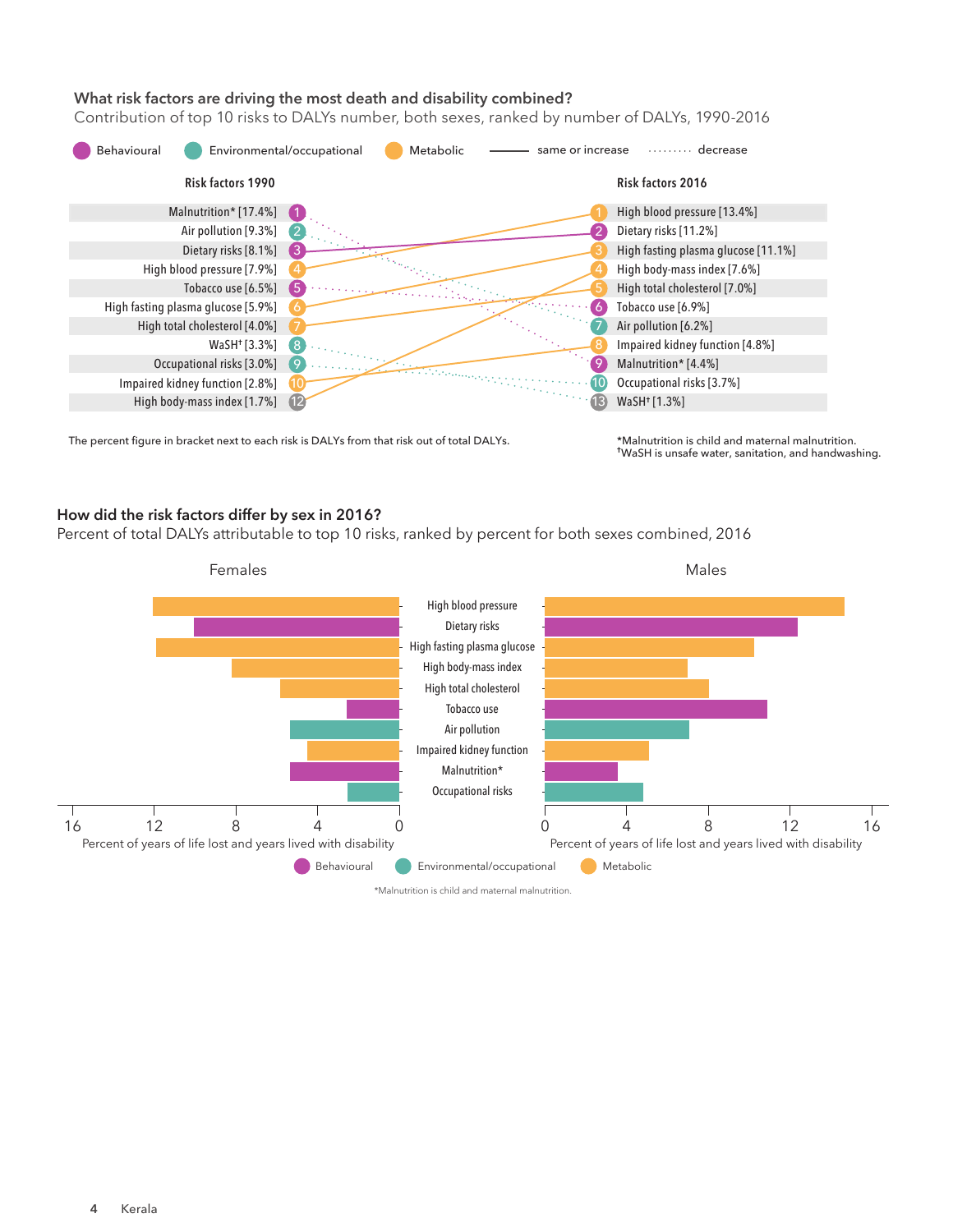## What risk factors are driving the most death and disability combined?

Contribution of top 10 risks to DALYs number, both sexes, ranked by number of DALYs, 1990-2016

Behavioural
Environmental/occupational
Metabolic
same or increase
decrease

Risk factors 1990

Malnutrition* [17.4%] 1
Air pollution [9.3%] 2
Dietary risks [8.1%] 3
High blood pressure [7.9%] 4
Tobacco use [6.5%] 5
High fasting plasma glucose [5.9%] 6
High total cholesterol [4.0%] 7
WaSH† [3.3%] 8
Occupational risks [3.0%] 9
Impaired kidney function [2.8%] 10
High body-mass index [1.7%] 12

Risk factors 2016

1 High blood pressure [13.4%]
2 Dietary risks [11.2%]
3 High fasting plasma glucose [11.1%]
4 High body-mass index [7.6%]
5 High total cholesterol [7.0%]
6 Tobacco use [6.9%]
7 Air pollution [6.2%]
8 Impaired kidney function [4.8%]
9 Malnutrition* [4.4%]
10 Occupational risks [3.7%]
13 WaSH† [1.3%]

The percent figure in bracket next to each risk is DALYs from that risk out of total DALYs.

*Malnutrition is child and maternal malnutrition.
†WaSH is unsafe water, sanitation, and handwashing.

## How did the risk factors differ by sex in 2016?

Percent of total DALYs attributable to top 10 risks, ranked by percent for both sexes combined, 2016

Females

Males

High blood pressure
Dietary risks
High fasting plasma glucose
High body-mass index
High total cholesterol
Tobacco use
Air pollution
Impaired kidney function
Malnutrition*
Occupational risks

16 12 8 4 0
Percent of years of life lost and years lived with disability

0 4 8 12 16
Percent of years of life lost and years lived with disability

Behavioural
Environmental/occupational
Metabolic

*Malnutrition is child and maternal malnutrition.